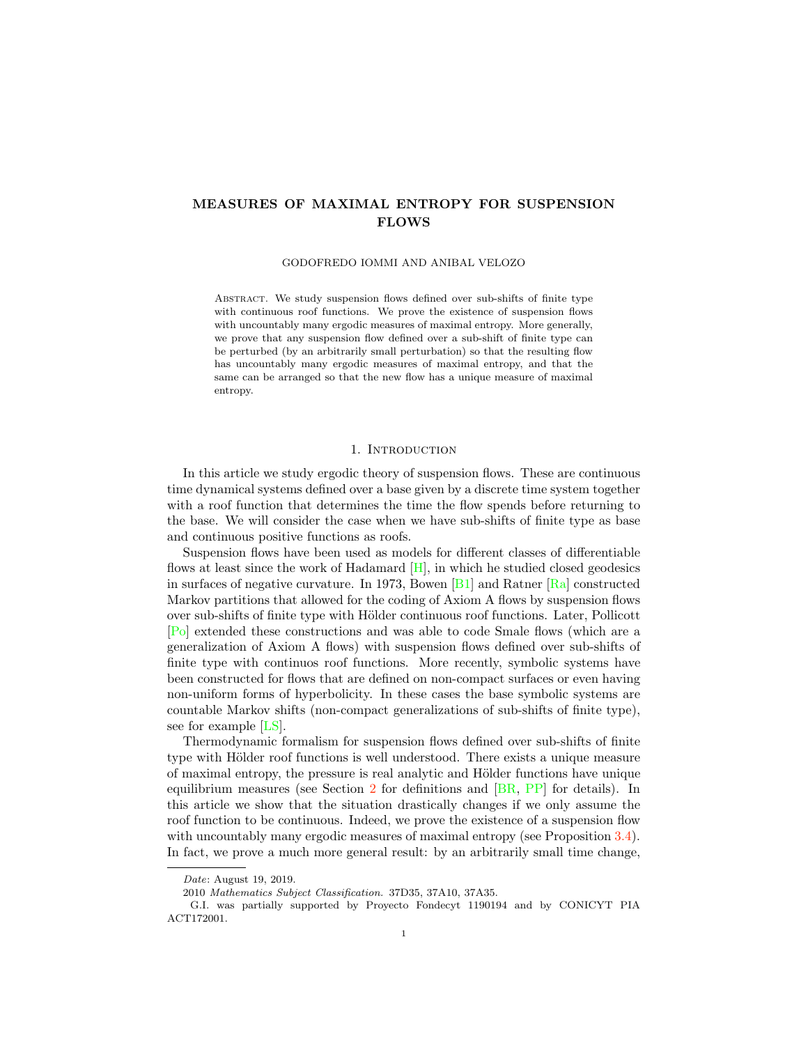# MEASURES OF MAXIMAL ENTROPY FOR SUSPENSION FLOWS

GODOFREDO IOMMI AND ANIBAL VELOZO

Abstract. We study suspension flows defined over sub-shifts of finite type with continuous roof functions. We prove the existence of suspension flows with uncountably many ergodic measures of maximal entropy. More generally, we prove that any suspension flow defined over a sub-shift of finite type can be perturbed (by an arbitrarily small perturbation) so that the resulting flow has uncountably many ergodic measures of maximal entropy, and that the same can be arranged so that the new flow has a unique measure of maximal entropy.

## 1. Introduction

In this article we study ergodic theory of suspension flows. These are continuous time dynamical systems defined over a base given by a discrete time system together with a roof function that determines the time the flow spends before returning to the base. We will consider the case when we have sub-shifts of finite type as base and continuous positive functions as roofs.

Suspension flows have been used as models for different classes of differentiable flows at least since the work of Hadamard [H], in which he studied closed geodesics in surfaces of negative curvature. In 1973, Bowen [B1] and Ratner [Ra] constructed Markov partitions that allowed for the coding of Axiom A flows by suspension flows over sub-shifts of finite type with Hölder continuous roof functions. Later, Pollicott [Po] extended these constructions and was able to code Smale flows (which are a generalization of Axiom A flows) with suspension flows defined over sub-shifts of finite type with continuos roof functions. More recently, symbolic systems have been constructed for flows that are defined on non-compact surfaces or even having non-uniform forms of hyperbolicity. In these cases the base symbolic systems are countable Markov shifts (non-compact generalizations of sub-shifts of finite type), see for example [LS].

Thermodynamic formalism for suspension flows defined over sub-shifts of finite type with Hölder roof functions is well understood. There exists a unique measure of maximal entropy, the pressure is real analytic and Hölder functions have unique equilibrium measures (see Section 2 for definitions and [BR, PP] for details). In this article we show that the situation drastically changes if we only assume the roof function to be continuous. Indeed, we prove the existence of a suspension flow with uncountably many ergodic measures of maximal entropy (see Proposition 3.4). In fact, we prove a much more general result: by an arbitrarily small time change,

---

*Date*: August 19, 2019.

2010 *Mathematics Subject Classification.* 37D35, 37A10, 37A35.

G.I. was partially supported by Proyecto Fondecyt 1190194 and by CONICYT PIA ACT172001.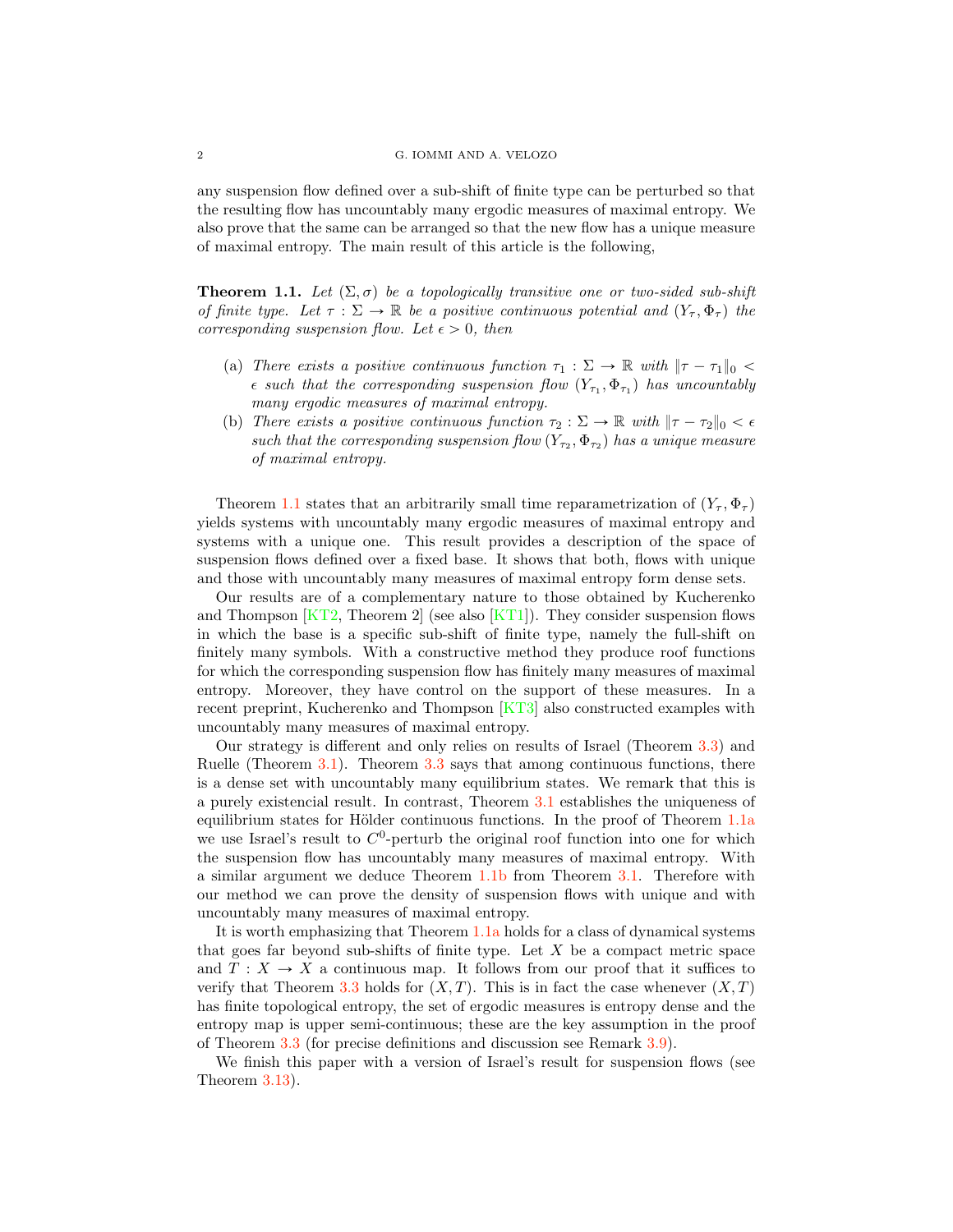any suspension flow defined over a sub-shift of finite type can be perturbed so that the resulting flow has uncountably many ergodic measures of maximal entropy. We also prove that the same can be arranged so that the new flow has a unique measure of maximal entropy. The main result of this article is the following,

**Theorem 1.1.** *Let $(\Sigma, \sigma)$ be a topologically transitive one or two-sided sub-shift of finite type. Let $\tau : \Sigma \to \mathbb{R}$ be a positive continuous potential and $(Y_\tau, \Phi_\tau)$ the corresponding suspension flow. Let $\epsilon > 0$, then*

- (a) *There exists a positive continuous function $\tau_1 : \Sigma \to \mathbb{R}$ with $\|\tau - \tau_1\|_0 < \epsilon$ such that the corresponding suspension flow $(Y_{\tau_1}, \Phi_{\tau_1})$ has uncountably many ergodic measures of maximal entropy.*
- (b) *There exists a positive continuous function $\tau_2 : \Sigma \to \mathbb{R}$ with $\|\tau - \tau_2\|_0 < \epsilon$ such that the corresponding suspension flow $(Y_{\tau_2}, \Phi_{\tau_2})$ has a unique measure of maximal entropy.*

Theorem 1.1 states that an arbitrarily small time reparametrization of $(Y_\tau, \Phi_\tau)$ yields systems with uncountably many ergodic measures of maximal entropy and systems with a unique one. This result provides a description of the space of suspension flows defined over a fixed base. It shows that both, flows with unique and those with uncountably many measures of maximal entropy form dense sets.

Our results are of a complementary nature to those obtained by Kucherenko and Thompson [KT2, Theorem 2] (see also [KT1]). They consider suspension flows in which the base is a specific sub-shift of finite type, namely the full-shift on finitely many symbols. With a constructive method they produce roof functions for which the corresponding suspension flow has finitely many measures of maximal entropy. Moreover, they have control on the support of these measures. In a recent preprint, Kucherenko and Thompson [KT3] also constructed examples with uncountably many measures of maximal entropy.

Our strategy is different and only relies on results of Israel (Theorem 3.3) and Ruelle (Theorem 3.1). Theorem 3.3 says that among continuous functions, there is a dense set with uncountably many equilibrium states. We remark that this is a purely existencial result. In contrast, Theorem 3.1 establishes the uniqueness of equilibrium states for Hölder continuous functions. In the proof of Theorem 1.1a we use Israel's result to $C^0$-perturb the original roof function into one for which the suspension flow has uncountably many measures of maximal entropy. With a similar argument we deduce Theorem 1.1b from Theorem 3.1. Therefore with our method we can prove the density of suspension flows with unique and with uncountably many measures of maximal entropy.

It is worth emphasizing that Theorem 1.1a holds for a class of dynamical systems that goes far beyond sub-shifts of finite type. Let $X$ be a compact metric space and $T : X \to X$ a continuous map. It follows from our proof that it suffices to verify that Theorem 3.3 holds for $(X, T)$. This is in fact the case whenever $(X, T)$ has finite topological entropy, the set of ergodic measures is entropy dense and the entropy map is upper semi-continuous; these are the key assumption in the proof of Theorem 3.3 (for precise definitions and discussion see Remark 3.9).

We finish this paper with a version of Israel's result for suspension flows (see Theorem 3.13).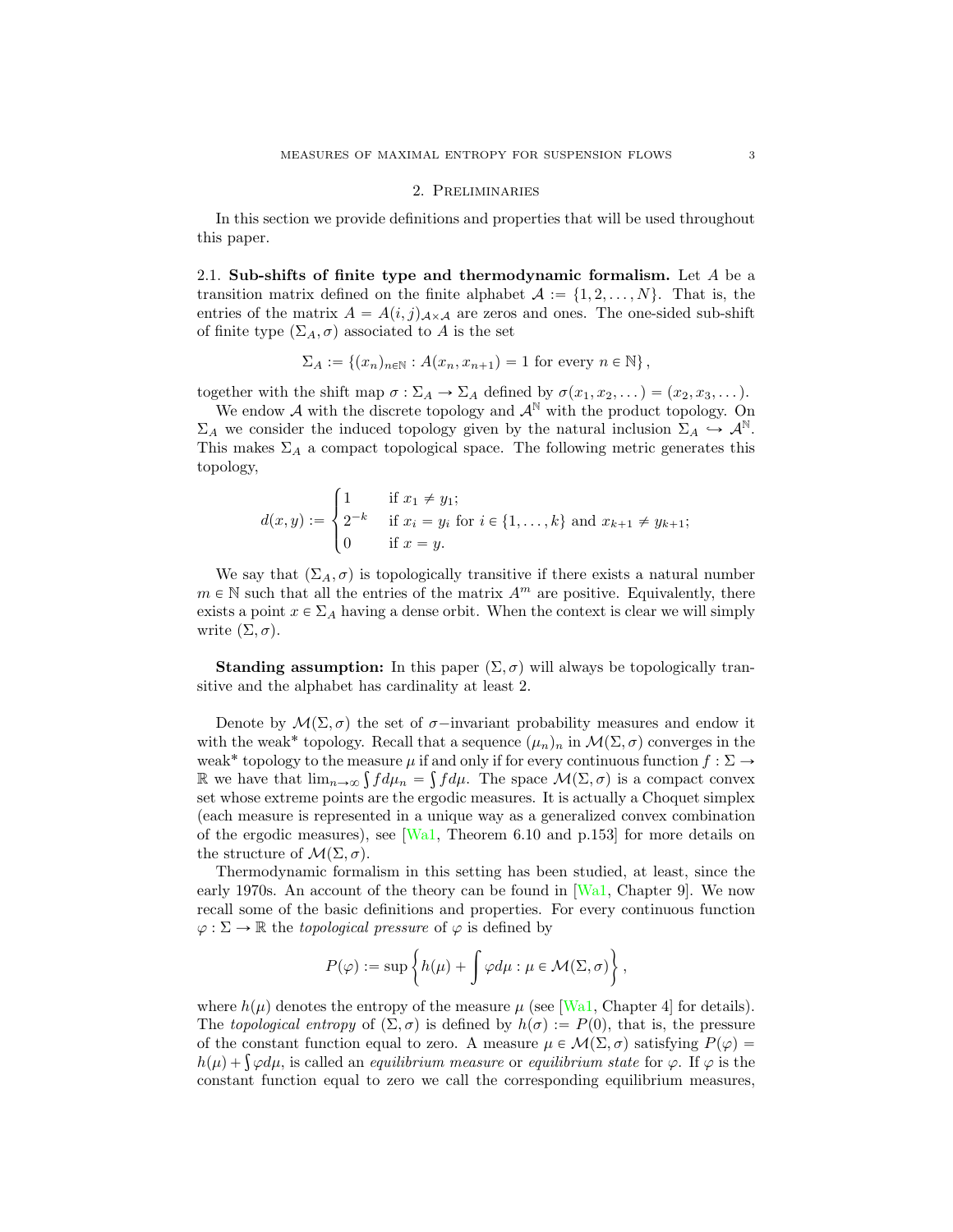## 2. Preliminaries

In this section we provide definitions and properties that will be used throughout this paper.

### 2.1. Sub-shifts of finite type and thermodynamic formalism.

Let $A$ be a transition matrix defined on the finite alphabet $\mathcal{A} := \{1, 2, \dots, N\}$. That is, the entries of the matrix $A = A(i,j)_{\mathcal{A} \times \mathcal{A}}$ are zeros and ones. The one-sided sub-shift of finite type $(\Sigma_A, \sigma)$ associated to $A$ is the set

$$\Sigma_A := \{(x_n)_{n \in \mathbb{N}} : A(x_n, x_{n+1}) = 1 \text{ for every } n \in \mathbb{N}\},$$

together with the shift map $\sigma : \Sigma_A \to \Sigma_A$ defined by $\sigma(x_1, x_2, \dots) = (x_2, x_3, \dots)$.

We endow $\mathcal{A}$ with the discrete topology and $\mathcal{A}^{\mathbb{N}}$ with the product topology. On $\Sigma_A$ we consider the induced topology given by the natural inclusion $\Sigma_A \hookrightarrow \mathcal{A}^{\mathbb{N}}$. This makes $\Sigma_A$ a compact topological space. The following metric generates this topology,

$$d(x,y) := \begin{cases} 1 & \text{if } x_1 \neq y_1; \\ 2^{-k} & \text{if } x_i = y_i \text{ for } i \in \{1, \dots, k\} \text{ and } x_{k+1} \neq y_{k+1}; \\ 0 & \text{if } x = y. \end{cases}$$

We say that $(\Sigma_A, \sigma)$ is topologically transitive if there exists a natural number $m \in \mathbb{N}$ such that all the entries of the matrix $A^m$ are positive. Equivalently, there exists a point $x \in \Sigma_A$ having a dense orbit. When the context is clear we will simply write $(\Sigma, \sigma)$.

**Standing assumption:** In this paper $(\Sigma, \sigma)$ will always be topologically transitive and the alphabet has cardinality at least 2.

Denote by $\mathcal{M}(\Sigma, \sigma)$ the set of $\sigma$-invariant probability measures and endow it with the weak* topology. Recall that a sequence $(\mu_n)_n$ in $\mathcal{M}(\Sigma, \sigma)$ converges in the weak* topology to the measure $\mu$ if and only if for every continuous function $f : \Sigma \to \mathbb{R}$ we have that $\lim_{n\to\infty} \int f d\mu_n = \int f d\mu$. The space $\mathcal{M}(\Sigma, \sigma)$ is a compact convex set whose extreme points are the ergodic measures. It is actually a Choquet simplex (each measure is represented in a unique way as a generalized convex combination of the ergodic measures), see [Wa1, Theorem 6.10 and p.153] for more details on the structure of $\mathcal{M}(\Sigma, \sigma)$.

Thermodynamic formalism in this setting has been studied, at least, since the early 1970s. An account of the theory can be found in [Wa1, Chapter 9]. We now recall some of the basic definitions and properties. For every continuous function $\varphi : \Sigma \to \mathbb{R}$ the *topological pressure* of $\varphi$ is defined by

$$P(\varphi) := \sup \left\{ h(\mu) + \int \varphi d\mu : \mu \in \mathcal{M}(\Sigma, \sigma) \right\},$$

where $h(\mu)$ denotes the entropy of the measure $\mu$ (see [Wa1, Chapter 4] for details). The *topological entropy* of $(\Sigma, \sigma)$ is defined by $h(\sigma) := P(0)$, that is, the pressure of the constant function equal to zero. A measure $\mu \in \mathcal{M}(\Sigma, \sigma)$ satisfying $P(\varphi) = h(\mu) + \int \varphi d\mu$, is called an *equilibrium measure* or *equilibrium state* for $\varphi$. If $\varphi$ is the constant function equal to zero we call the corresponding equilibrium measures,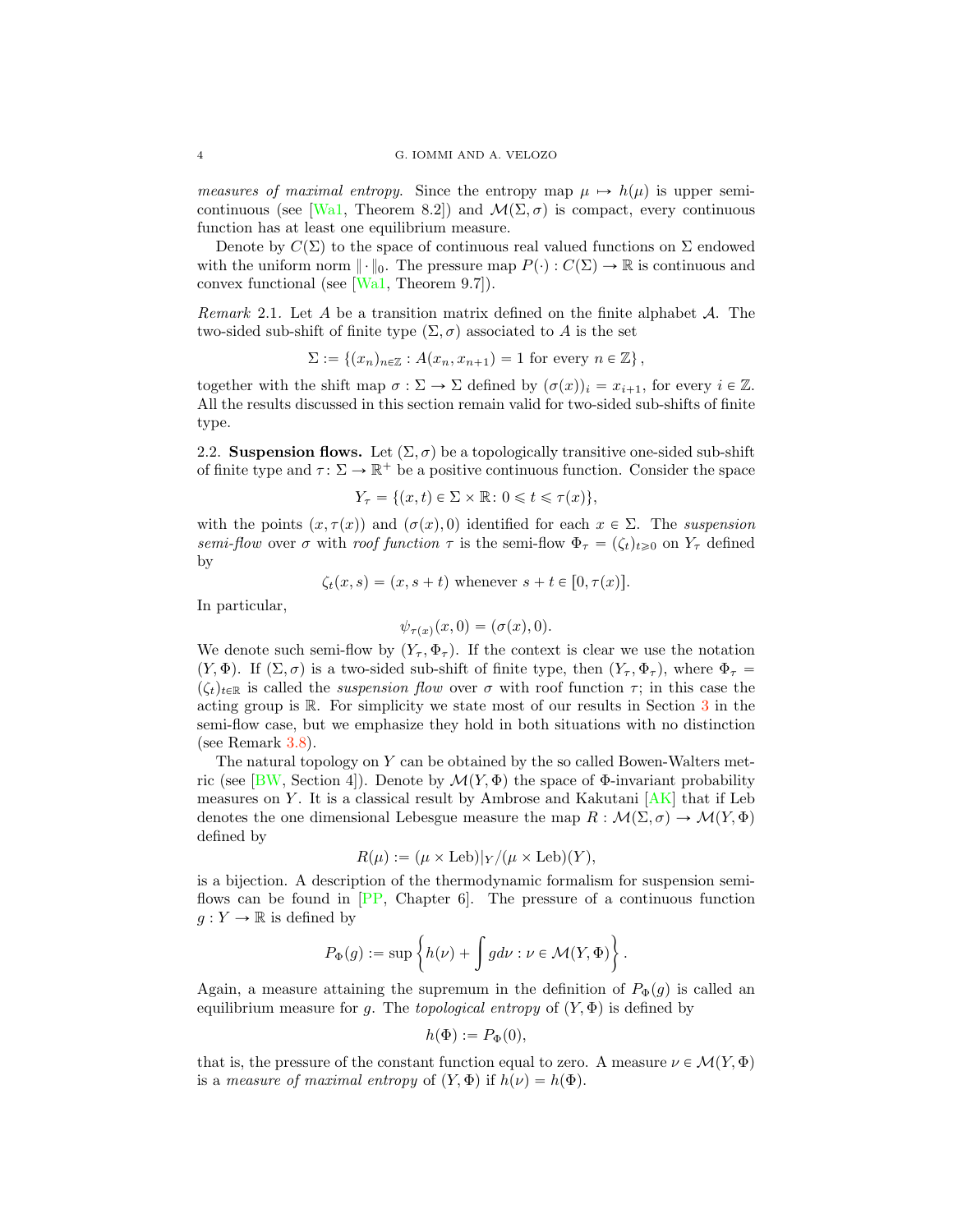*measures of maximal entropy*. Since the entropy map $\mu \mapsto h(\mu)$ is upper semi-continuous (see [Wa1, Theorem 8.2]) and $\mathcal{M}(\Sigma, \sigma)$ is compact, every continuous function has at least one equilibrium measure.

Denote by $C(\Sigma)$ to the space of continuous real valued functions on $\Sigma$ endowed with the uniform norm $\|\cdot\|_0$. The pressure map $P(\cdot) : C(\Sigma) \to \mathbb{R}$ is continuous and convex functional (see [Wa1, Theorem 9.7]).

*Remark* 2.1. Let $A$ be a transition matrix defined on the finite alphabet $\mathcal{A}$. The two-sided sub-shift of finite type $(\Sigma, \sigma)$ associated to $A$ is the set

$$\Sigma := \{(x_n)_{n \in \mathbb{Z}} : A(x_n, x_{n+1}) = 1 \text{ for every } n \in \mathbb{Z}\},$$

together with the shift map $\sigma : \Sigma \to \Sigma$ defined by $(\sigma(x))_i = x_{i+1}$, for every $i \in \mathbb{Z}$. All the results discussed in this section remain valid for two-sided sub-shifts of finite type.

2.2. **Suspension flows.** Let $(\Sigma, \sigma)$ be a topologically transitive one-sided sub-shift of finite type and $\tau \colon \Sigma \to \mathbb{R}^+$ be a positive continuous function. Consider the space

$$Y_\tau = \{(x,t) \in \Sigma \times \mathbb{R} \colon 0 \leqslant t \leqslant \tau(x)\},$$

with the points $(x, \tau(x))$ and $(\sigma(x), 0)$ identified for each $x \in \Sigma$. The *suspension semi-flow* over $\sigma$ with *roof function* $\tau$ is the semi-flow $\Phi_\tau = (\zeta_t)_{t \geqslant 0}$ on $Y_\tau$ defined by

$$\zeta_t(x,s) = (x, s+t) \text{ whenever } s+t \in [0, \tau(x)].$$

In particular,

$$\psi_{\tau(x)}(x,0) = (\sigma(x), 0).$$

We denote such semi-flow by $(Y_\tau, \Phi_\tau)$. If the context is clear we use the notation $(Y, \Phi)$. If $(\Sigma, \sigma)$ is a two-sided sub-shift of finite type, then $(Y_\tau, \Phi_\tau)$, where $\Phi_\tau = (\zeta_t)_{t \in \mathbb{R}}$ is called the *suspension flow* over $\sigma$ with roof function $\tau$; in this case the acting group is $\mathbb{R}$. For simplicity we state most of our results in Section 3 in the semi-flow case, but we emphasize they hold in both situations with no distinction (see Remark 3.8).

The natural topology on $Y$ can be obtained by the so called Bowen-Walters metric (see [BW, Section 4]). Denote by $\mathcal{M}(Y, \Phi)$ the space of $\Phi$-invariant probability measures on $Y$. It is a classical result by Ambrose and Kakutani [AK] that if Leb denotes the one dimensional Lebesgue measure the map $R : \mathcal{M}(\Sigma, \sigma) \to \mathcal{M}(Y, \Phi)$ defined by

$$R(\mu) := (\mu \times \text{Leb})|_Y / (\mu \times \text{Leb})(Y),$$

is a bijection. A description of the thermodynamic formalism for suspension semi-flows can be found in [PP, Chapter 6]. The pressure of a continuous function $g : Y \to \mathbb{R}$ is defined by

$$P_\Phi(g) := \sup\left\{ h(\nu) + \int g d\nu : \nu \in \mathcal{M}(Y, \Phi) \right\}.$$

Again, a measure attaining the supremum in the definition of $P_\Phi(g)$ is called an equilibrium measure for $g$. The *topological entropy* of $(Y, \Phi)$ is defined by

$$h(\Phi) := P_\Phi(0),$$

that is, the pressure of the constant function equal to zero. A measure $\nu \in \mathcal{M}(Y, \Phi)$ is a *measure of maximal entropy* of $(Y, \Phi)$ if $h(\nu) = h(\Phi)$.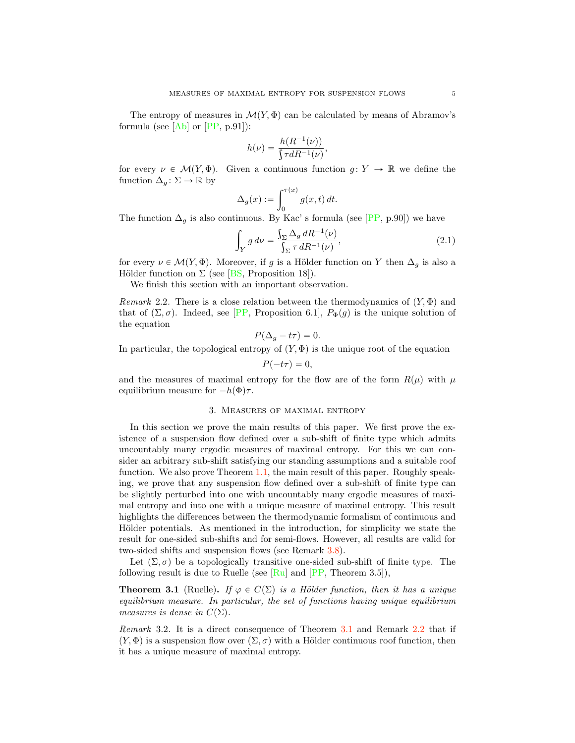The entropy of measures in $\mathcal{M}(Y, \Phi)$ can be calculated by means of Abramov's formula (see [Ab] or [PP, p.91]):

$$h(\nu) = \frac{h(R^{-1}(\nu))}{\int \tau dR^{-1}(\nu)},$$

for every $\nu \in \mathcal{M}(Y, \Phi)$. Given a continuous function $g \colon Y \to \mathbb{R}$ we define the function $\Delta_g \colon \Sigma \to \mathbb{R}$ by

$$\Delta_g(x) := \int_0^{\tau(x)} g(x,t)\, dt.$$

The function $\Delta_g$ is also continuous. By Kac' s formula (see [PP, p.90]) we have

$$\int_Y g\, d\nu = \frac{\int_\Sigma \Delta_g \, dR^{-1}(\nu)}{\int_\Sigma \tau \, dR^{-1}(\nu)}, \tag{2.1}$$

for every $\nu \in \mathcal{M}(Y, \Phi)$. Moreover, if $g$ is a Hölder function on $Y$ then $\Delta_g$ is also a Hölder function on $\Sigma$ (see [BS, Proposition 18]).

We finish this section with an important observation.

*Remark* 2.2. There is a close relation between the thermodynamics of $(Y, \Phi)$ and that of $(\Sigma, \sigma)$. Indeed, see [PP, Proposition 6.1], $P_\Phi(g)$ is the unique solution of the equation

$$P(\Delta_g - t\tau) = 0.$$

In particular, the topological entropy of $(Y, \Phi)$ is the unique root of the equation

$$P(-t\tau) = 0,$$

and the measures of maximal entropy for the flow are of the form $R(\mu)$ with $\mu$ equilibrium measure for $-h(\Phi)\tau$.

## 3. Measures of maximal entropy

In this section we prove the main results of this paper. We first prove the existence of a suspension flow defined over a sub-shift of finite type which admits uncountably many ergodic measures of maximal entropy. For this we can consider an arbitrary sub-shift satisfying our standing assumptions and a suitable roof function. We also prove Theorem 1.1, the main result of this paper. Roughly speaking, we prove that any suspension flow defined over a sub-shift of finite type can be slightly perturbed into one with uncountably many ergodic measures of maximal entropy and into one with a unique measure of maximal entropy. This result highlights the differences between the thermodynamic formalism of continuous and Hölder potentials. As mentioned in the introduction, for simplicity we state the result for one-sided sub-shifts and for semi-flows. However, all results are valid for two-sided shifts and suspension flows (see Remark 3.8).

Let $(\Sigma, \sigma)$ be a topologically transitive one-sided sub-shift of finite type. The following result is due to Ruelle (see [Ru] and [PP, Theorem 3.5]),

**Theorem 3.1** (Ruelle)**.** *If $\varphi \in C(\Sigma)$ is a Hölder function, then it has a unique equilibrium measure. In particular, the set of functions having unique equilibrium measures is dense in $C(\Sigma)$.*

*Remark* 3.2. It is a direct consequence of Theorem 3.1 and Remark 2.2 that if $(Y, \Phi)$ is a suspension flow over $(\Sigma, \sigma)$ with a Hölder continuous roof function, then it has a unique measure of maximal entropy.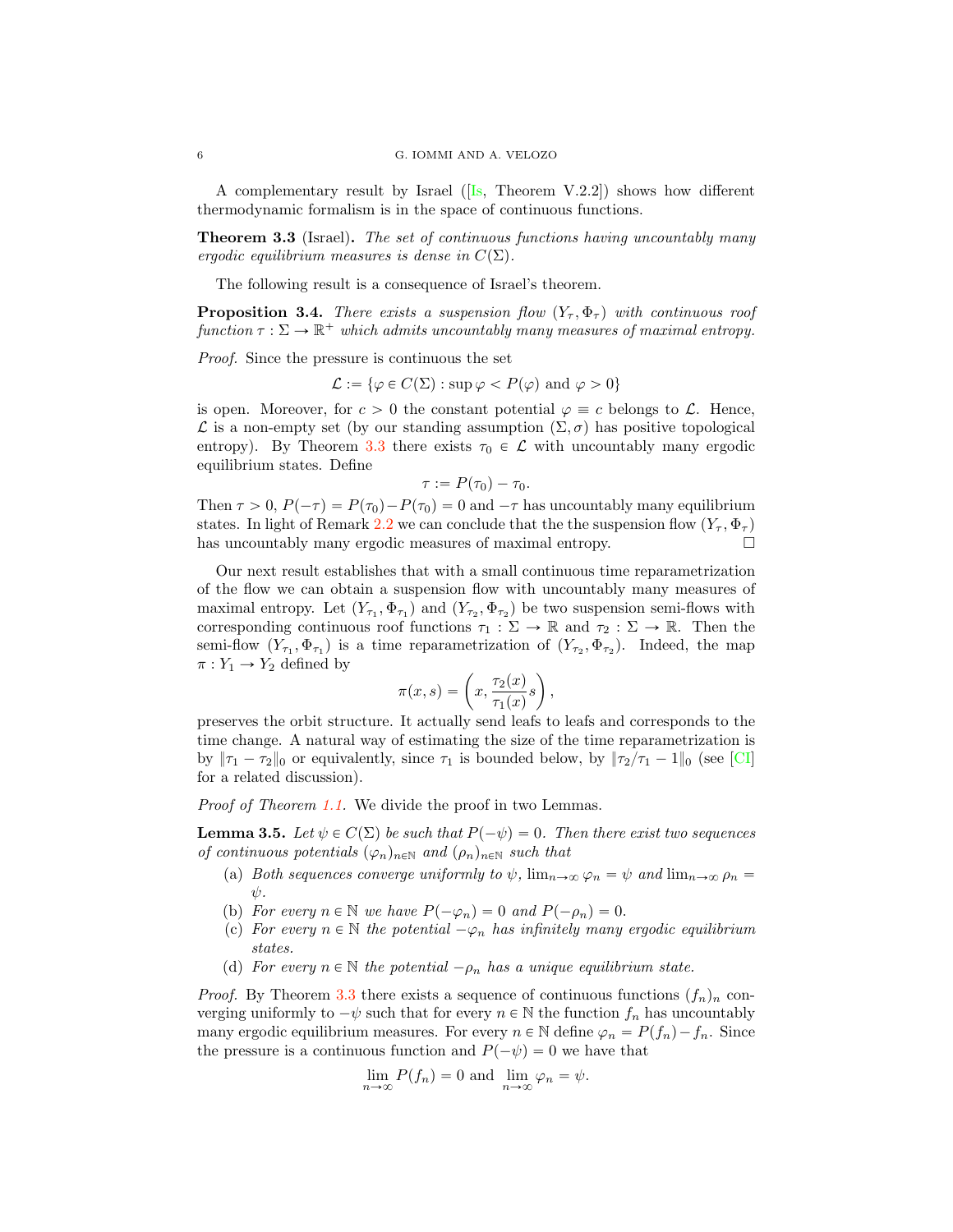A complementary result by Israel ([Is, Theorem V.2.2]) shows how different thermodynamic formalism is in the space of continuous functions.

**Theorem 3.3** (Israel)**.** *The set of continuous functions having uncountably many ergodic equilibrium measures is dense in $C(\Sigma)$.*

The following result is a consequence of Israel's theorem.

**Proposition 3.4.** *There exists a suspension flow $(Y_\tau, \Phi_\tau)$ with continuous roof function $\tau : \Sigma \to \mathbb{R}^+$ which admits uncountably many measures of maximal entropy.*

*Proof.* Since the pressure is continuous the set

$$\mathcal{L} := \{\varphi \in C(\Sigma) : \sup \varphi < P(\varphi) \text{ and } \varphi > 0\}$$

is open. Moreover, for $c > 0$ the constant potential $\varphi \equiv c$ belongs to $\mathcal{L}$. Hence, $\mathcal{L}$ is a non-empty set (by our standing assumption $(\Sigma, \sigma)$ has positive topological entropy). By Theorem 3.3 there exists $\tau_0 \in \mathcal{L}$ with uncountably many ergodic equilibrium states. Define

$$\tau := P(\tau_0) - \tau_0.$$

Then $\tau > 0$, $P(-\tau) = P(\tau_0) - P(\tau_0) = 0$ and $-\tau$ has uncountably many equilibrium states. In light of Remark 2.2 we can conclude that the the suspension flow $(Y_\tau, \Phi_\tau)$ has uncountably many ergodic measures of maximal entropy. □

Our next result establishes that with a small continuous time reparametrization of the flow we can obtain a suspension flow with uncountably many measures of maximal entropy. Let $(Y_{\tau_1}, \Phi_{\tau_1})$ and $(Y_{\tau_2}, \Phi_{\tau_2})$ be two suspension semi-flows with corresponding continuous roof functions $\tau_1 : \Sigma \to \mathbb{R}$ and $\tau_2 : \Sigma \to \mathbb{R}$. Then the semi-flow $(Y_{\tau_1}, \Phi_{\tau_1})$ is a time reparametrization of $(Y_{\tau_2}, \Phi_{\tau_2})$. Indeed, the map $\pi : Y_1 \to Y_2$ defined by

$$\pi(x, s) = \left( x, \frac{\tau_2(x)}{\tau_1(x)} s \right),$$

preserves the orbit structure. It actually send leafs to leafs and corresponds to the time change. A natural way of estimating the size of the time reparametrization is by $\|\tau_1 - \tau_2\|_0$ or equivalently, since $\tau_1$ is bounded below, by $\|\tau_2/\tau_1 - 1\|_0$ (see [CI] for a related discussion).

*Proof of Theorem 1.1.* We divide the proof in two Lemmas.

**Lemma 3.5.** *Let $\psi \in C(\Sigma)$ be such that $P(-\psi) = 0$. Then there exist two sequences of continuous potentials $(\varphi_n)_{n \in \mathbb{N}}$ and $(\rho_n)_{n \in \mathbb{N}}$ such that*

- (a) *Both sequences converge uniformly to $\psi$, $\lim_{n \to \infty} \varphi_n = \psi$ and $\lim_{n \to \infty} \rho_n = \psi$.*
- (b) *For every $n \in \mathbb{N}$ we have $P(-\varphi_n) = 0$ and $P(-\rho_n) = 0$.*
- (c) *For every $n \in \mathbb{N}$ the potential $-\varphi_n$ has infinitely many ergodic equilibrium states.*
- (d) *For every $n \in \mathbb{N}$ the potential $-\rho_n$ has a unique equilibrium state.*

*Proof.* By Theorem 3.3 there exists a sequence of continuous functions $(f_n)_n$ converging uniformly to $-\psi$ such that for every $n \in \mathbb{N}$ the function $f_n$ has uncountably many ergodic equilibrium measures. For every $n \in \mathbb{N}$ define $\varphi_n = P(f_n) - f_n$. Since the pressure is a continuous function and $P(-\psi) = 0$ we have that

$$\lim_{n \to \infty} P(f_n) = 0 \text{ and } \lim_{n \to \infty} \varphi_n = \psi.$$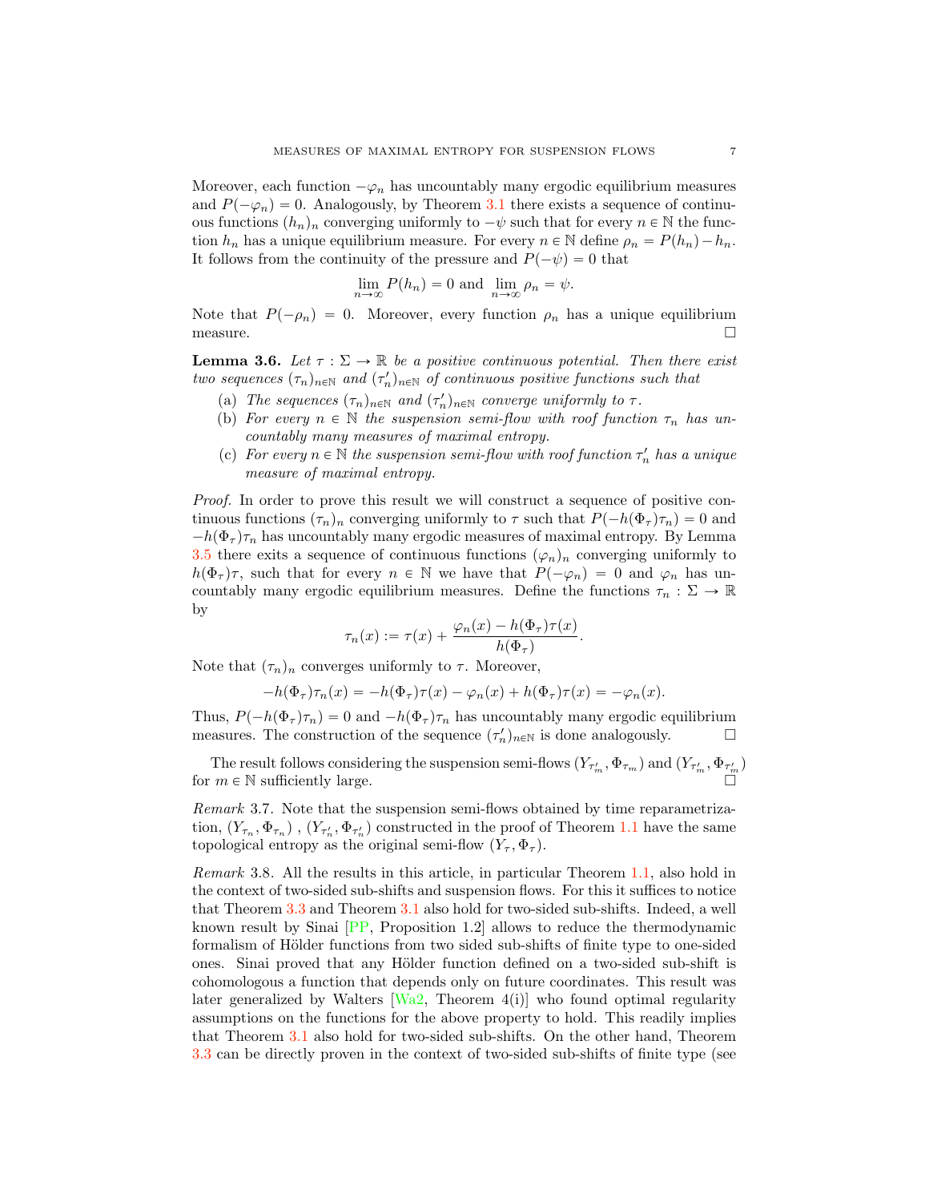Moreover, each function $-\varphi_n$ has uncountably many ergodic equilibrium measures and $P(-\varphi_n) = 0$. Analogously, by Theorem 3.1 there exists a sequence of continuous functions $(h_n)_n$ converging uniformly to $-\psi$ such that for every $n \in \mathbb{N}$ the function $h_n$ has a unique equilibrium measure. For every $n \in \mathbb{N}$ define $\rho_n = P(h_n) - h_n$. It follows from the continuity of the pressure and $P(-\psi) = 0$ that

$$\lim_{n\to\infty} P(h_n) = 0 \text{ and } \lim_{n\to\infty} \rho_n = \psi.$$

Note that $P(-\rho_n) = 0$. Moreover, every function $\rho_n$ has a unique equilibrium measure. $\square$

**Lemma 3.6.** *Let $\tau : \Sigma \to \mathbb{R}$ be a positive continuous potential. Then there exist two sequences $(\tau_n)_{n\in\mathbb{N}}$ and $(\tau'_n)_{n\in\mathbb{N}}$ of continuous positive functions such that*

(a) *The sequences $(\tau_n)_{n\in\mathbb{N}}$ and $(\tau'_n)_{n\in\mathbb{N}}$ converge uniformly to $\tau$.*
(b) *For every $n \in \mathbb{N}$ the suspension semi-flow with roof function $\tau_n$ has uncountably many measures of maximal entropy.*
(c) *For every $n \in \mathbb{N}$ the suspension semi-flow with roof function $\tau'_n$ has a unique measure of maximal entropy.*

*Proof.* In order to prove this result we will construct a sequence of positive continuous functions $(\tau_n)_n$ converging uniformly to $\tau$ such that $P(-h(\Phi_\tau)\tau_n) = 0$ and $-h(\Phi_\tau)\tau_n$ has uncountably many ergodic measures of maximal entropy. By Lemma 3.5 there exits a sequence of continuous functions $(\varphi_n)_n$ converging uniformly to $h(\Phi_\tau)\tau$, such that for every $n \in \mathbb{N}$ we have that $P(-\varphi_n) = 0$ and $\varphi_n$ has uncountably many ergodic equilibrium measures. Define the functions $\tau_n : \Sigma \to \mathbb{R}$ by

$$\tau_n(x) := \tau(x) + \frac{\varphi_n(x) - h(\Phi_\tau)\tau(x)}{h(\Phi_\tau)}.$$

Note that $(\tau_n)_n$ converges uniformly to $\tau$. Moreover,

$$-h(\Phi_\tau)\tau_n(x) = -h(\Phi_\tau)\tau(x) - \varphi_n(x) + h(\Phi_\tau)\tau(x) = -\varphi_n(x).$$

Thus, $P(-h(\Phi_\tau)\tau_n) = 0$ and $-h(\Phi_\tau)\tau_n$ has uncountably many ergodic equilibrium measures. The construction of the sequence $(\tau'_n)_{n\in\mathbb{N}}$ is done analogously. $\square$

The result follows considering the suspension semi-flows $(Y_{\tau'_m}, \Phi_{\tau_m})$ and $(Y_{\tau'_m}, \Phi_{\tau'_m})$ for $m \in \mathbb{N}$ sufficiently large. $\square$

*Remark* 3.7. Note that the suspension semi-flows obtained by time reparametrization, $(Y_{\tau_n}, \Phi_{\tau_n})$ , $(Y_{\tau'_n}, \Phi_{\tau'_n})$ constructed in the proof of Theorem 1.1 have the same topological entropy as the original semi-flow $(Y_\tau, \Phi_\tau)$.

*Remark* 3.8. All the results in this article, in particular Theorem 1.1, also hold in the context of two-sided sub-shifts and suspension flows. For this it suffices to notice that Theorem 3.3 and Theorem 3.1 also hold for two-sided sub-shifts. Indeed, a well known result by Sinai [PP, Proposition 1.2] allows to reduce the thermodynamic formalism of Hölder functions from two sided sub-shifts of finite type to one-sided ones. Sinai proved that any Hölder function defined on a two-sided sub-shift is cohomologous a function that depends only on future coordinates. This result was later generalized by Walters [Wa2, Theorem 4(i)] who found optimal regularity assumptions on the functions for the above property to hold. This readily implies that Theorem 3.1 also hold for two-sided sub-shifts. On the other hand, Theorem 3.3 can be directly proven in the context of two-sided sub-shifts of finite type (see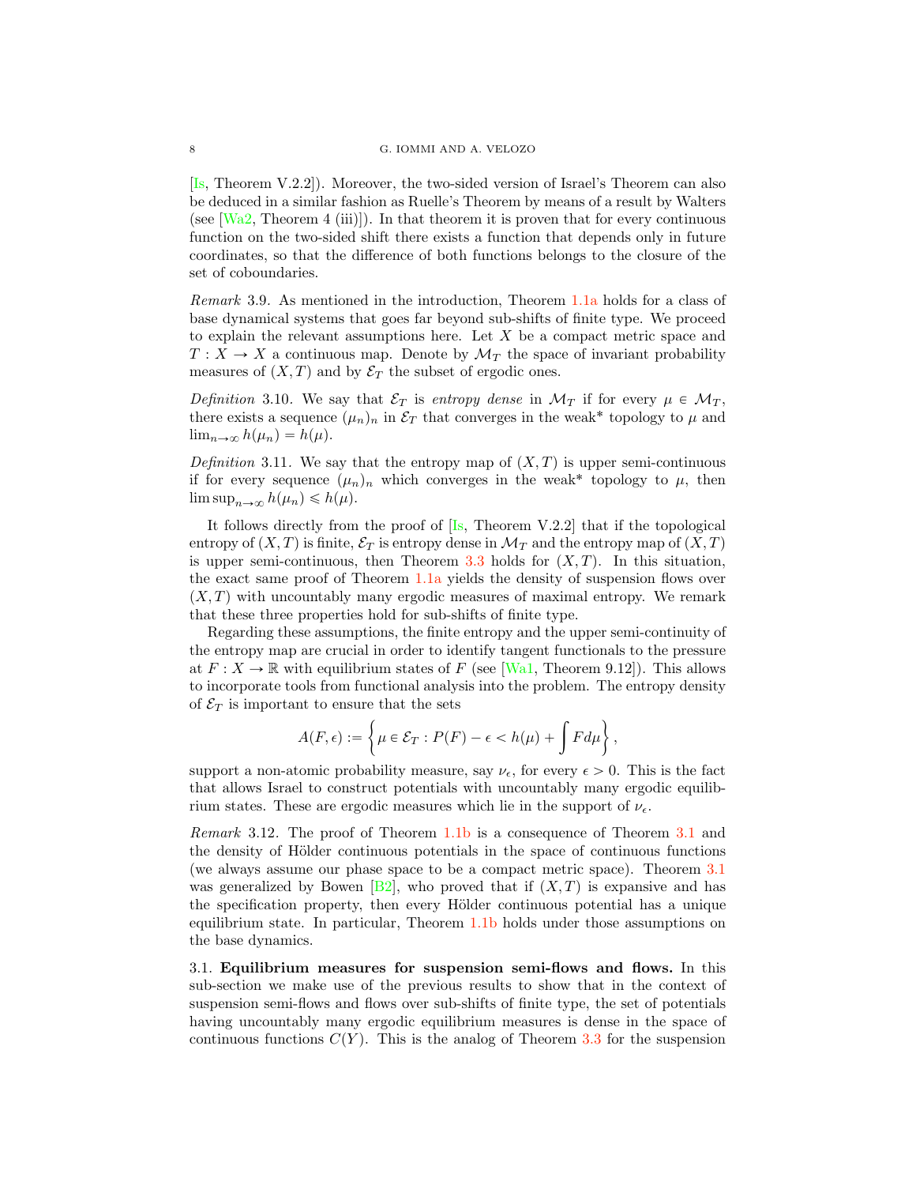[Is, Theorem V.2.2]). Moreover, the two-sided version of Israel's Theorem can also be deduced in a similar fashion as Ruelle's Theorem by means of a result by Walters (see [Wa2, Theorem 4 (iii)]). In that theorem it is proven that for every continuous function on the two-sided shift there exists a function that depends only in future coordinates, so that the difference of both functions belongs to the closure of the set of coboundaries.

*Remark* 3.9. As mentioned in the introduction, Theorem 1.1a holds for a class of base dynamical systems that goes far beyond sub-shifts of finite type. We proceed to explain the relevant assumptions here. Let $X$ be a compact metric space and $T : X \to X$ a continuous map. Denote by $\mathcal{M}_T$ the space of invariant probability measures of $(X, T)$ and by $\mathcal{E}_T$ the subset of ergodic ones.

*Definition* 3.10. We say that $\mathcal{E}_T$ is *entropy dense* in $\mathcal{M}_T$ if for every $\mu \in \mathcal{M}_T$, there exists a sequence $(\mu_n)_n$ in $\mathcal{E}_T$ that converges in the weak* topology to $\mu$ and $\lim_{n\to\infty} h(\mu_n) = h(\mu)$.

*Definition* 3.11. We say that the entropy map of $(X, T)$ is upper semi-continuous if for every sequence $(\mu_n)_n$ which converges in the weak* topology to $\mu$, then $\limsup_{n\to\infty} h(\mu_n) \leqslant h(\mu)$.

It follows directly from the proof of [Is, Theorem V.2.2] that if the topological entropy of $(X, T)$ is finite, $\mathcal{E}_T$ is entropy dense in $\mathcal{M}_T$ and the entropy map of $(X, T)$ is upper semi-continuous, then Theorem 3.3 holds for $(X, T)$. In this situation, the exact same proof of Theorem 1.1a yields the density of suspension flows over $(X, T)$ with uncountably many ergodic measures of maximal entropy. We remark that these three properties hold for sub-shifts of finite type.

Regarding these assumptions, the finite entropy and the upper semi-continuity of the entropy map are crucial in order to identify tangent functionals to the pressure at $F : X \to \mathbb{R}$ with equilibrium states of $F$ (see [Wa1, Theorem 9.12]). This allows to incorporate tools from functional analysis into the problem. The entropy density of $\mathcal{E}_T$ is important to ensure that the sets

$$A(F, \epsilon) := \left\{ \mu \in \mathcal{E}_T : P(F) - \epsilon < h(\mu) + \int F d\mu \right\},$$

support a non-atomic probability measure, say $\nu_\epsilon$, for every $\epsilon > 0$. This is the fact that allows Israel to construct potentials with uncountably many ergodic equilibrium states. These are ergodic measures which lie in the support of $\nu_\epsilon$.

*Remark* 3.12. The proof of Theorem 1.1b is a consequence of Theorem 3.1 and the density of Hölder continuous potentials in the space of continuous functions (we always assume our phase space to be a compact metric space). Theorem 3.1 was generalized by Bowen [B2], who proved that if $(X, T)$ is expansive and has the specification property, then every Hölder continuous potential has a unique equilibrium state. In particular, Theorem 1.1b holds under those assumptions on the base dynamics.

3.1. **Equilibrium measures for suspension semi-flows and flows.** In this sub-section we make use of the previous results to show that in the context of suspension semi-flows and flows over sub-shifts of finite type, the set of potentials having uncountably many ergodic equilibrium measures is dense in the space of continuous functions $C(Y)$. This is the analog of Theorem 3.3 for the suspension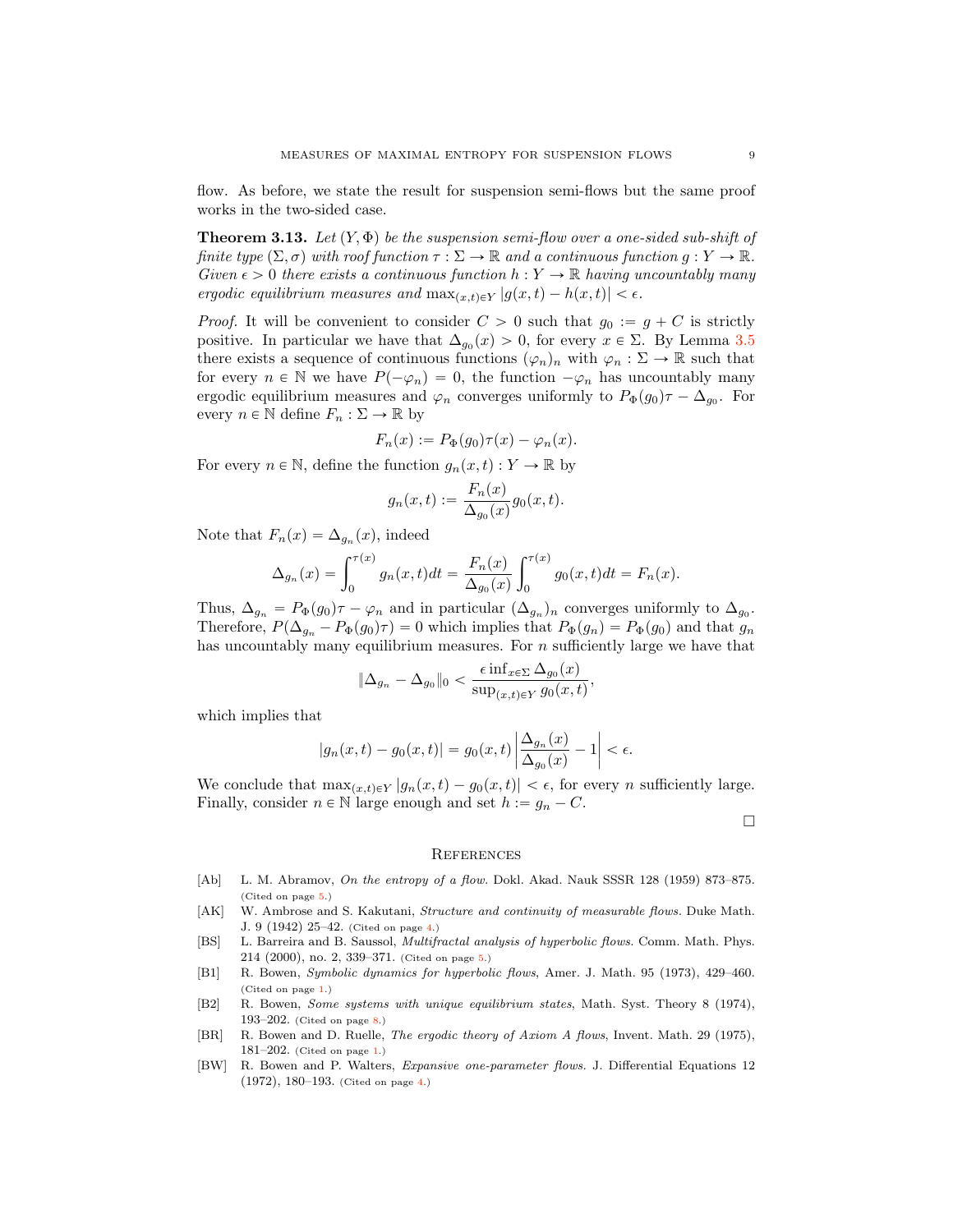flow. As before, we state the result for suspension semi-flows but the same proof works in the two-sided case.

**Theorem 3.13.** *Let $(Y, \Phi)$ be the suspension semi-flow over a one-sided sub-shift of finite type $(\Sigma, \sigma)$ with roof function $\tau : \Sigma \to \mathbb{R}$ and a continuous function $g : Y \to \mathbb{R}$. Given $\epsilon > 0$ there exists a continuous function $h : Y \to \mathbb{R}$ having uncountably many ergodic equilibrium measures and $\max_{(x,t)\in Y} |g(x, t) - h(x, t)| < \epsilon$.*

*Proof.* It will be convenient to consider $C > 0$ such that $g_0 := g + C$ is strictly positive. In particular we have that $\Delta_{g_0}(x) > 0$, for every $x \in \Sigma$. By Lemma 3.5 there exists a sequence of continuous functions $(\varphi_n)_n$ with $\varphi_n : \Sigma \to \mathbb{R}$ such that for every $n \in \mathbb{N}$ we have $P(-\varphi_n) = 0$, the function $-\varphi_n$ has uncountably many ergodic equilibrium measures and $\varphi_n$ converges uniformly to $P_\Phi(g_0)\tau - \Delta_{g_0}$. For every $n \in \mathbb{N}$ define $F_n : \Sigma \to \mathbb{R}$ by

$$F_n(x) := P_\Phi(g_0)\tau(x) - \varphi_n(x).$$

For every $n \in \mathbb{N}$, define the function $g_n(x, t) : Y \to \mathbb{R}$ by

$$g_n(x, t) := \frac{F_n(x)}{\Delta_{g_0}(x)} g_0(x, t).$$

Note that $F_n(x) = \Delta_{g_n}(x)$, indeed

$$\Delta_{g_n}(x) = \int_0^{\tau(x)} g_n(x, t)dt = \frac{F_n(x)}{\Delta_{g_0}(x)} \int_0^{\tau(x)} g_0(x, t)dt = F_n(x).$$

Thus, $\Delta_{g_n} = P_\Phi(g_0)\tau - \varphi_n$ and in particular $(\Delta_{g_n})_n$ converges uniformly to $\Delta_{g_0}$. Therefore, $P(\Delta_{g_n} - P_\Phi(g_0)\tau) = 0$ which implies that $P_\Phi(g_n) = P_\Phi(g_0)$ and that $g_n$ has uncountably many equilibrium measures. For $n$ sufficiently large we have that

$$\|\Delta_{g_n} - \Delta_{g_0}\|_0 < \frac{\epsilon \inf_{x\in\Sigma} \Delta_{g_0}(x)}{\sup_{(x,t)\in Y} g_0(x, t)},$$

which implies that

$$|g_n(x, t) - g_0(x, t)| = g_0(x, t) \left| \frac{\Delta_{g_n}(x)}{\Delta_{g_0}(x)} - 1 \right| < \epsilon.$$

We conclude that $\max_{(x,t)\in Y} |g_n(x, t) - g_0(x, t)| < \epsilon$, for every $n$ sufficiently large. Finally, consider $n \in \mathbb{N}$ large enough and set $h := g_n - C$. □

## References

- [Ab] L. M. Abramov, *On the entropy of a flow.* Dokl. Akad. Nauk SSSR 128 (1959) 873–875. (Cited on page 5.)
- [AK] W. Ambrose and S. Kakutani, *Structure and continuity of measurable flows.* Duke Math. J. 9 (1942) 25–42. (Cited on page 4.)
- [BS] L. Barreira and B. Saussol, *Multifractal analysis of hyperbolic flows.* Comm. Math. Phys. 214 (2000), no. 2, 339–371. (Cited on page 5.)
- [B1] R. Bowen, *Symbolic dynamics for hyperbolic flows*, Amer. J. Math. 95 (1973), 429–460. (Cited on page 1.)
- [B2] R. Bowen, *Some systems with unique equilibrium states*, Math. Syst. Theory 8 (1974), 193–202. (Cited on page 8.)
- [BR] R. Bowen and D. Ruelle, *The ergodic theory of Axiom A flows*, Invent. Math. 29 (1975), 181–202. (Cited on page 1.)
- [BW] R. Bowen and P. Walters, *Expansive one-parameter flows.* J. Differential Equations 12 (1972), 180–193. (Cited on page 4.)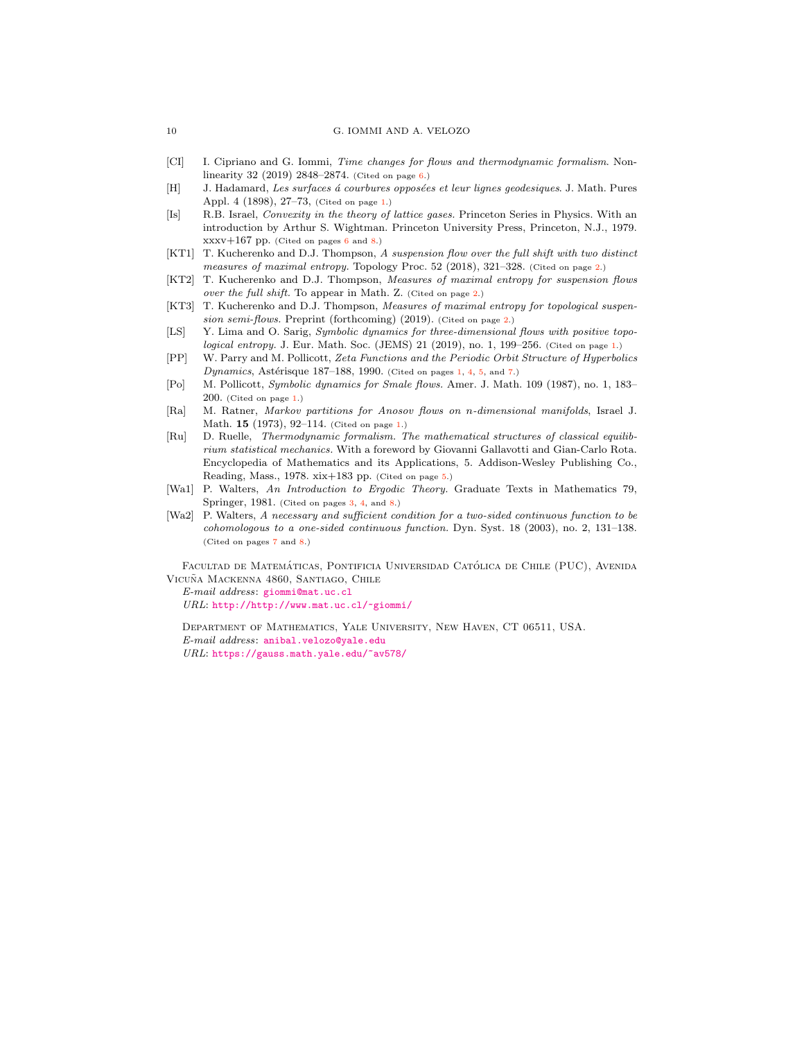- [CI] I. Cipriano and G. Iommi, *Time changes for flows and thermodynamic formalism*. Nonlinearity 32 (2019) 2848–2874. (Cited on page 6.)
- [H] J. Hadamard, *Les surfaces á courbures opposées et leur lignes geodesiques*. J. Math. Pures Appl. 4 (1898), 27–73, (Cited on page 1.)
- [Is] R.B. Israel, *Convexity in the theory of lattice gases.* Princeton Series in Physics. With an introduction by Arthur S. Wightman. Princeton University Press, Princeton, N.J., 1979. xxxv+167 pp. (Cited on pages 6 and 8.)
- [KT1] T. Kucherenko and D.J. Thompson, *A suspension flow over the full shift with two distinct measures of maximal entropy.* Topology Proc. 52 (2018), 321–328. (Cited on page 2.)
- [KT2] T. Kucherenko and D.J. Thompson, *Measures of maximal entropy for suspension flows over the full shift.* To appear in Math. Z. (Cited on page 2.)
- [KT3] T. Kucherenko and D.J. Thompson, *Measures of maximal entropy for topological suspension semi-flows.* Preprint (forthcoming) (2019). (Cited on page 2.)
- [LS] Y. Lima and O. Sarig, *Symbolic dynamics for three-dimensional flows with positive topological entropy.* J. Eur. Math. Soc. (JEMS) 21 (2019), no. 1, 199–256. (Cited on page 1.)
- [PP] W. Parry and M. Pollicott, *Zeta Functions and the Periodic Orbit Structure of Hyperbolics Dynamics*, Astérisque 187–188, 1990. (Cited on pages 1, 4, 5, and 7.)
- [Po] M. Pollicott, *Symbolic dynamics for Smale flows.* Amer. J. Math. 109 (1987), no. 1, 183–200. (Cited on page 1.)
- [Ra] M. Ratner, *Markov partitions for Anosov flows on n-dimensional manifolds*, Israel J. Math. **15** (1973), 92–114. (Cited on page 1.)
- [Ru] D. Ruelle, *Thermodynamic formalism. The mathematical structures of classical equilibrium statistical mechanics.* With a foreword by Giovanni Gallavotti and Gian-Carlo Rota. Encyclopedia of Mathematics and its Applications, 5. Addison-Wesley Publishing Co., Reading, Mass., 1978. xix+183 pp. (Cited on page 5.)
- [Wa1] P. Walters, *An Introduction to Ergodic Theory.* Graduate Texts in Mathematics 79, Springer, 1981. (Cited on pages 3, 4, and 8.)
- [Wa2] P. Walters, *A necessary and sufficient condition for a two-sided continuous function to be cohomologous to a one-sided continuous function.* Dyn. Syst. 18 (2003), no. 2, 131–138. (Cited on pages 7 and 8.)

Facultad de Matemáticas, Pontificia Universidad Católica de Chile (PUC), Avenida Vicuña Mackenna 4860, Santiago, Chile

*E-mail address*: giommi@mat.uc.cl

*URL*: http://http://www.mat.uc.cl/~giommi/

Department of Mathematics, Yale University, New Haven, CT 06511, USA.

*E-mail address*: anibal.velozo@yale.edu

*URL*: https://gauss.math.yale.edu/~av578/